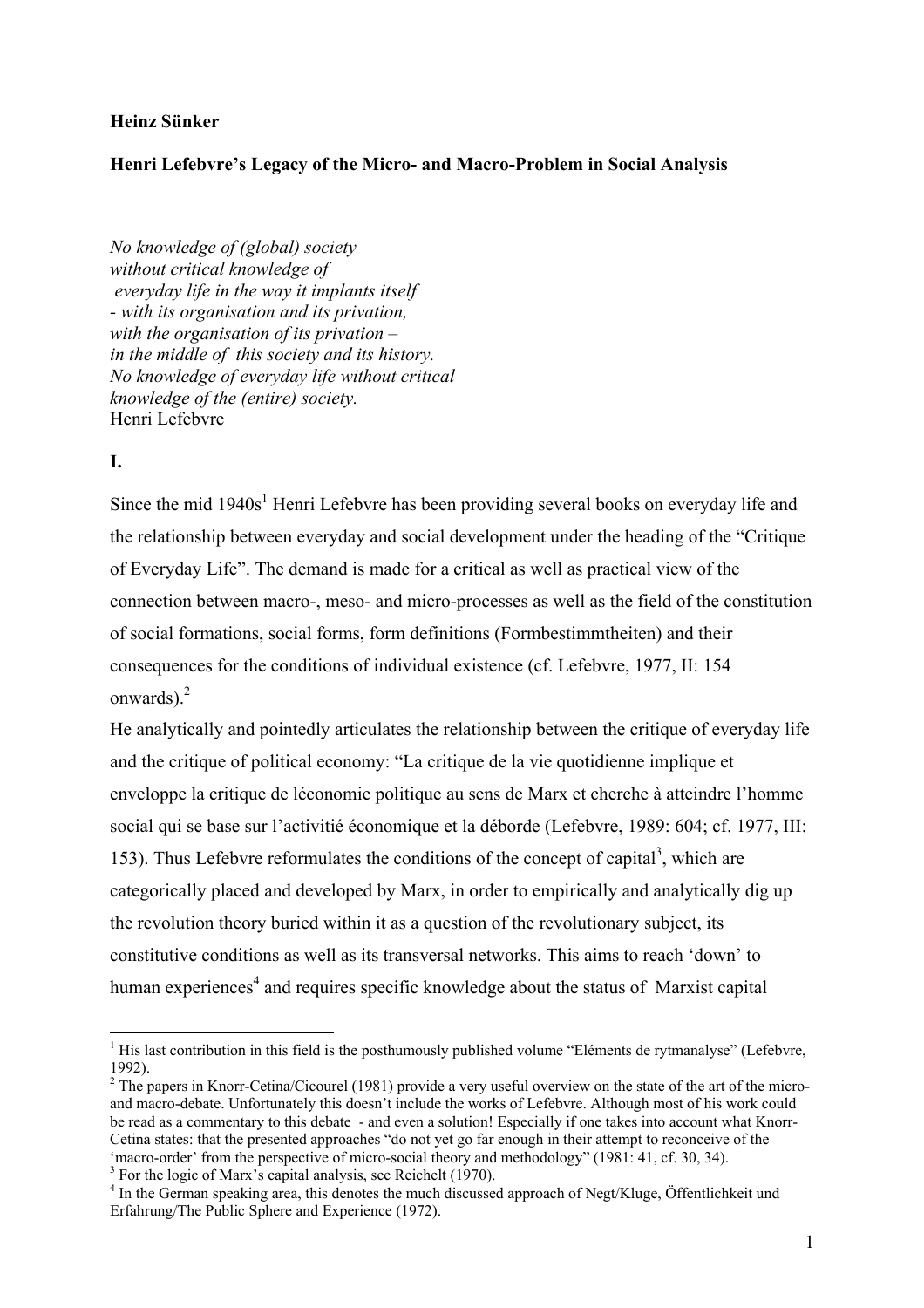**Heinz Sünker**

**Henri Lefebvre's Legacy of the Micro- and Macro-Problem in Social Analysis**

*No knowledge of (global) society*
*without critical knowledge of*
*everyday life in the way it implants itself*
*- with its organisation and its privation,*
*with the organisation of its privation –*
*in the middle of this society and its history.*
*No knowledge of everyday life without critical*
*knowledge of the (entire) society.*
Henri Lefebvre

**I.**

Since the mid 1940s[1] Henri Lefebvre has been providing several books on everyday life and the relationship between everyday and social development under the heading of the "Critique of Everyday Life". The demand is made for a critical as well as practical view of the connection between macro-, meso- and micro-processes as well as the field of the constitution of social formations, social forms, form definitions (Formbestimmtheiten) and their consequences for the conditions of individual existence (cf. Lefebvre, 1977, II: 154 onwards).[2]

He analytically and pointedly articulates the relationship between the critique of everyday life and the critique of political economy: "La critique de la vie quotidienne implique et enveloppe la critique de léconomie politique au sens de Marx et cherche à atteindre l'homme social qui se base sur l'activitié économique et la déborde (Lefebvre, 1989: 604; cf. 1977, III: 153). Thus Lefebvre reformulates the conditions of the concept of capital[3], which are categorically placed and developed by Marx, in order to empirically and analytically dig up the revolution theory buried within it as a question of the revolutionary subject, its constitutive conditions as well as its transversal networks. This aims to reach 'down' to human experiences[4] and requires specific knowledge about the status of Marxist capital

---

[1] His last contribution in this field is the posthumously published volume "Eléments de rytmanalyse" (Lefebvre, 1992).

[2] The papers in Knorr-Cetina/Cicourel (1981) provide a very useful overview on the state of the art of the micro- and macro-debate. Unfortunately this doesn't include the works of Lefebvre. Although most of his work could be read as a commentary to this debate - and even a solution! Especially if one takes into account what Knorr-Cetina states: that the presented approaches "do not yet go far enough in their attempt to reconceive of the 'macro-order' from the perspective of micro-social theory and methodology" (1981: 41, cf. 30, 34).

[3] For the logic of Marx's capital analysis, see Reichelt (1970).

[4] In the German speaking area, this denotes the much discussed approach of Negt/Kluge, Öffentlichkeit und Erfahrung/The Public Sphere and Experience (1972).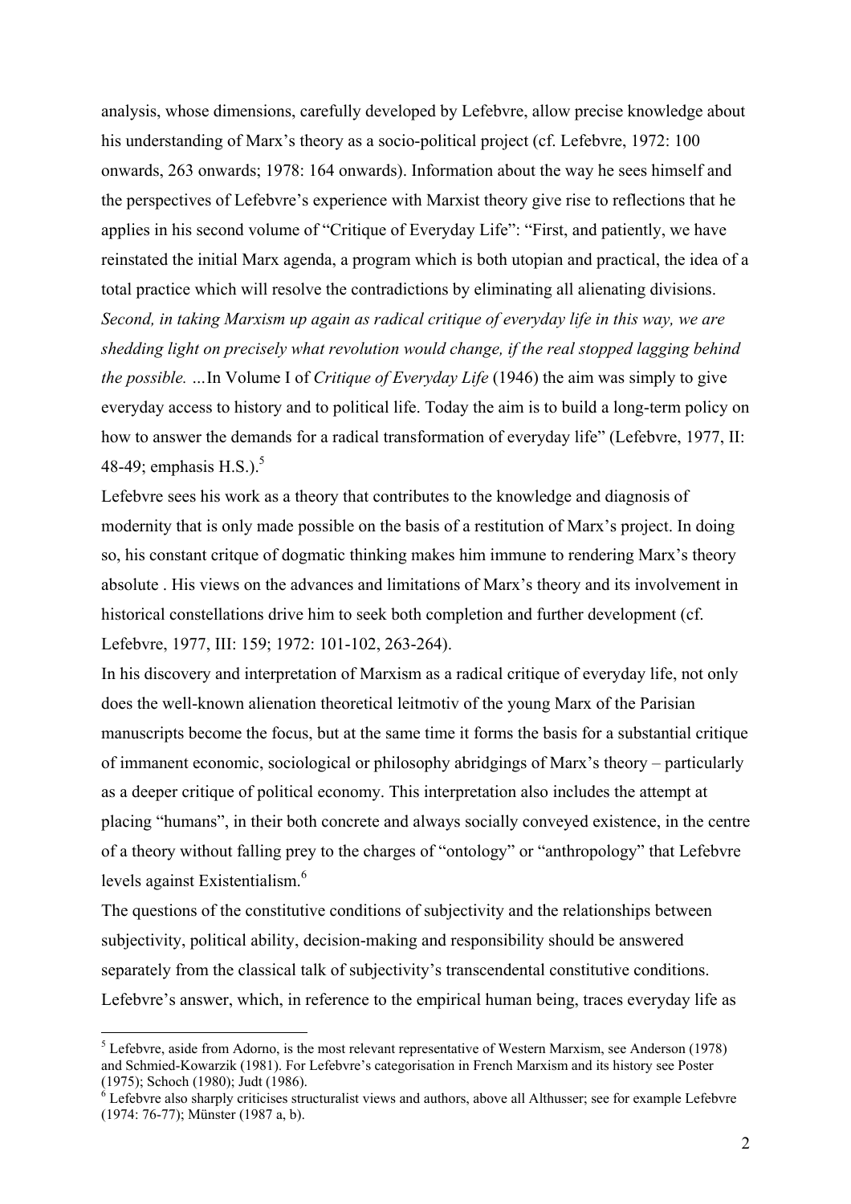analysis, whose dimensions, carefully developed by Lefebvre, allow precise knowledge about his understanding of Marx's theory as a socio-political project (cf. Lefebvre, 1972: 100 onwards, 263 onwards; 1978: 164 onwards). Information about the way he sees himself and the perspectives of Lefebvre's experience with Marxist theory give rise to reflections that he applies in his second volume of "Critique of Everyday Life": "First, and patiently, we have reinstated the initial Marx agenda, a program which is both utopian and practical, the idea of a total practice which will resolve the contradictions by eliminating all alienating divisions. *Second, in taking Marxism up again as radical critique of everyday life in this way, we are shedding light on precisely what revolution would change, if the real stopped lagging behind the possible.* …In Volume I of *Critique of Everyday Life* (1946) the aim was simply to give everyday access to history and to political life. Today the aim is to build a long-term policy on how to answer the demands for a radical transformation of everyday life" (Lefebvre, 1977, II: 48-49; emphasis H.S.).[5]

Lefebvre sees his work as a theory that contributes to the knowledge and diagnosis of modernity that is only made possible on the basis of a restitution of Marx's project. In doing so, his constant critque of dogmatic thinking makes him immune to rendering Marx's theory absolute . His views on the advances and limitations of Marx's theory and its involvement in historical constellations drive him to seek both completion and further development (cf. Lefebvre, 1977, III: 159; 1972: 101-102, 263-264).

In his discovery and interpretation of Marxism as a radical critique of everyday life, not only does the well-known alienation theoretical leitmotiv of the young Marx of the Parisian manuscripts become the focus, but at the same time it forms the basis for a substantial critique of immanent economic, sociological or philosophy abridgings of Marx's theory – particularly as a deeper critique of political economy. This interpretation also includes the attempt at placing "humans", in their both concrete and always socially conveyed existence, in the centre of a theory without falling prey to the charges of "ontology" or "anthropology" that Lefebvre levels against Existentialism.[6]

The questions of the constitutive conditions of subjectivity and the relationships between subjectivity, political ability, decision-making and responsibility should be answered separately from the classical talk of subjectivity's transcendental constitutive conditions. Lefebvre's answer, which, in reference to the empirical human being, traces everyday life as

---

[5] Lefebvre, aside from Adorno, is the most relevant representative of Western Marxism, see Anderson (1978) and Schmied-Kowarzik (1981). For Lefebvre's categorisation in French Marxism and its history see Poster (1975); Schoch (1980); Judt (1986).

[6] Lefebvre also sharply criticises structuralist views and authors, above all Althusser; see for example Lefebvre (1974: 76-77); Münster (1987 a, b).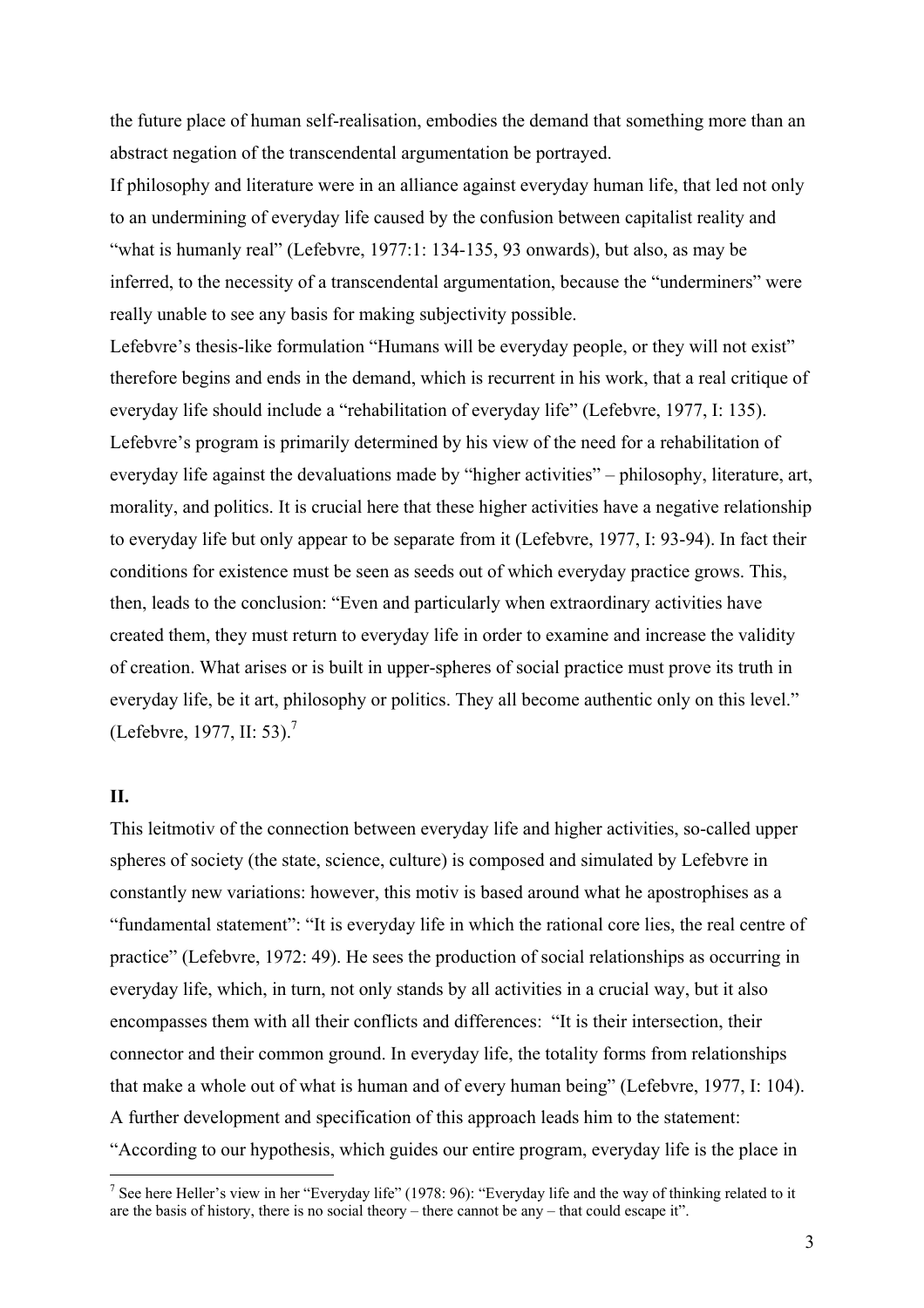the future place of human self-realisation, embodies the demand that something more than an abstract negation of the transcendental argumentation be portrayed.

If philosophy and literature were in an alliance against everyday human life, that led not only to an undermining of everyday life caused by the confusion between capitalist reality and "what is humanly real" (Lefebvre, 1977:1: 134-135, 93 onwards), but also, as may be inferred, to the necessity of a transcendental argumentation, because the "underminers" were really unable to see any basis for making subjectivity possible.

Lefebvre's thesis-like formulation "Humans will be everyday people, or they will not exist" therefore begins and ends in the demand, which is recurrent in his work, that a real critique of everyday life should include a "rehabilitation of everyday life" (Lefebvre, 1977, I: 135). Lefebvre's program is primarily determined by his view of the need for a rehabilitation of everyday life against the devaluations made by "higher activities" – philosophy, literature, art, morality, and politics. It is crucial here that these higher activities have a negative relationship to everyday life but only appear to be separate from it (Lefebvre, 1977, I: 93-94). In fact their conditions for existence must be seen as seeds out of which everyday practice grows. This, then, leads to the conclusion: "Even and particularly when extraordinary activities have created them, they must return to everyday life in order to examine and increase the validity of creation. What arises or is built in upper-spheres of social practice must prove its truth in everyday life, be it art, philosophy or politics. They all become authentic only on this level." (Lefebvre, 1977, II: 53).[7]

## II.

This leitmotiv of the connection between everyday life and higher activities, so-called upper spheres of society (the state, science, culture) is composed and simulated by Lefebvre in constantly new variations: however, this motiv is based around what he apostrophises as a "fundamental statement": "It is everyday life in which the rational core lies, the real centre of practice" (Lefebvre, 1972: 49). He sees the production of social relationships as occurring in everyday life, which, in turn, not only stands by all activities in a crucial way, but it also encompasses them with all their conflicts and differences: "It is their intersection, their connector and their common ground. In everyday life, the totality forms from relationships that make a whole out of what is human and of every human being" (Lefebvre, 1977, I: 104). A further development and specification of this approach leads him to the statement: "According to our hypothesis, which guides our entire program, everyday life is the place in

[7] See here Heller's view in her "Everyday life" (1978: 96): "Everyday life and the way of thinking related to it are the basis of history, there is no social theory – there cannot be any – that could escape it".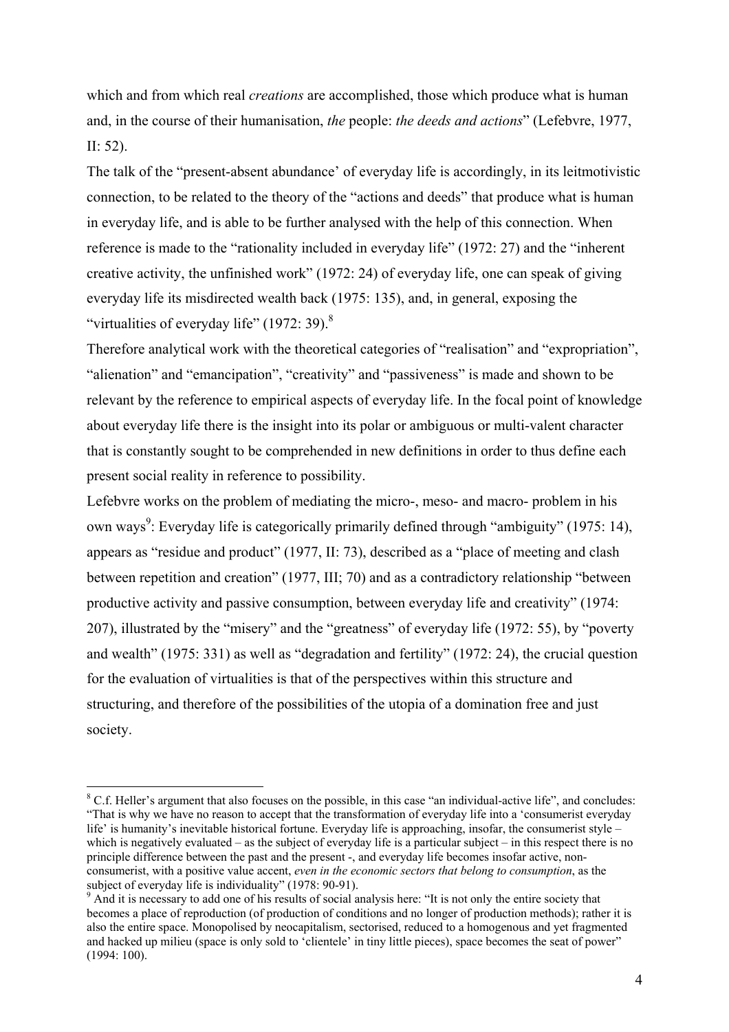which and from which real *creations* are accomplished, those which produce what is human and, in the course of their humanisation, *the* people: *the deeds and actions*" (Lefebvre, 1977, II: 52).

The talk of the "present-absent abundance' of everyday life is accordingly, in its leitmotivistic connection, to be related to the theory of the "actions and deeds" that produce what is human in everyday life, and is able to be further analysed with the help of this connection. When reference is made to the "rationality included in everyday life" (1972: 27) and the "inherent creative activity, the unfinished work" (1972: 24) of everyday life, one can speak of giving everyday life its misdirected wealth back (1975: 135), and, in general, exposing the "virtualities of everyday life" (1972: 39).[8]

Therefore analytical work with the theoretical categories of "realisation" and "expropriation", "alienation" and "emancipation", "creativity" and "passiveness" is made and shown to be relevant by the reference to empirical aspects of everyday life. In the focal point of knowledge about everyday life there is the insight into its polar or ambiguous or multi-valent character that is constantly sought to be comprehended in new definitions in order to thus define each present social reality in reference to possibility.

Lefebvre works on the problem of mediating the micro-, meso- and macro- problem in his own ways[9]: Everyday life is categorically primarily defined through "ambiguity" (1975: 14), appears as "residue and product" (1977, II: 73), described as a "place of meeting and clash between repetition and creation" (1977, III; 70) and as a contradictory relationship "between productive activity and passive consumption, between everyday life and creativity" (1974: 207), illustrated by the "misery" and the "greatness" of everyday life (1972: 55), by "poverty and wealth" (1975: 331) as well as "degradation and fertility" (1972: 24), the crucial question for the evaluation of virtualities is that of the perspectives within this structure and structuring, and therefore of the possibilities of the utopia of a domination free and just society.

[8] C.f. Heller's argument that also focuses on the possible, in this case "an individual-active life", and concludes: "That is why we have no reason to accept that the transformation of everyday life into a 'consumerist everyday life' is humanity's inevitable historical fortune. Everyday life is approaching, insofar, the consumerist style – which is negatively evaluated – as the subject of everyday life is a particular subject – in this respect there is no principle difference between the past and the present -, and everyday life becomes insofar active, non-consumerist, with a positive value accent, *even in the economic sectors that belong to consumption*, as the subject of everyday life is individuality" (1978: 90-91).

[9] And it is necessary to add one of his results of social analysis here: "It is not only the entire society that becomes a place of reproduction (of production of conditions and no longer of production methods); rather it is also the entire space. Monopolised by neocapitalism, sectorised, reduced to a homogenous and yet fragmented and hacked up milieu (space is only sold to 'clientele' in tiny little pieces), space becomes the seat of power" (1994: 100).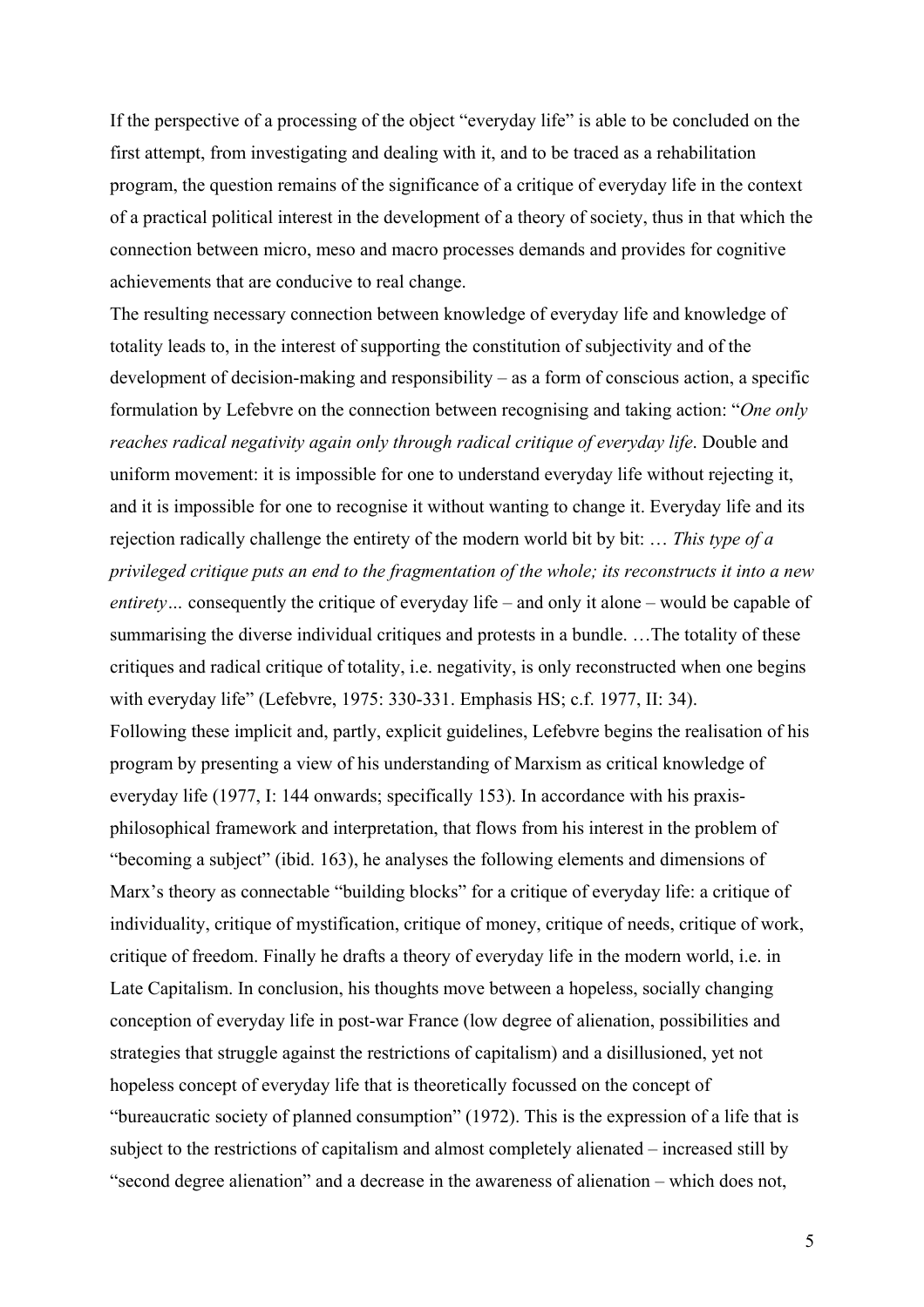If the perspective of a processing of the object "everyday life" is able to be concluded on the first attempt, from investigating and dealing with it, and to be traced as a rehabilitation program, the question remains of the significance of a critique of everyday life in the context of a practical political interest in the development of a theory of society, thus in that which the connection between micro, meso and macro processes demands and provides for cognitive achievements that are conducive to real change.

The resulting necessary connection between knowledge of everyday life and knowledge of totality leads to, in the interest of supporting the constitution of subjectivity and of the development of decision-making and responsibility – as a form of conscious action, a specific formulation by Lefebvre on the connection between recognising and taking action: "*One only reaches radical negativity again only through radical critique of everyday life*. Double and uniform movement: it is impossible for one to understand everyday life without rejecting it, and it is impossible for one to recognise it without wanting to change it. Everyday life and its rejection radically challenge the entirety of the modern world bit by bit: … *This type of a privileged critique puts an end to the fragmentation of the whole; its reconstructs it into a new entirety…* consequently the critique of everyday life – and only it alone – would be capable of summarising the diverse individual critiques and protests in a bundle. …The totality of these critiques and radical critique of totality, i.e. negativity, is only reconstructed when one begins with everyday life" (Lefebvre, 1975: 330-331. Emphasis HS; c.f. 1977, II: 34).

Following these implicit and, partly, explicit guidelines, Lefebvre begins the realisation of his program by presenting a view of his understanding of Marxism as critical knowledge of everyday life (1977, I: 144 onwards; specifically 153). In accordance with his praxis-philosophical framework and interpretation, that flows from his interest in the problem of "becoming a subject" (ibid. 163), he analyses the following elements and dimensions of Marx's theory as connectable "building blocks" for a critique of everyday life: a critique of individuality, critique of mystification, critique of money, critique of needs, critique of work, critique of freedom. Finally he drafts a theory of everyday life in the modern world, i.e. in Late Capitalism. In conclusion, his thoughts move between a hopeless, socially changing conception of everyday life in post-war France (low degree of alienation, possibilities and strategies that struggle against the restrictions of capitalism) and a disillusioned, yet not hopeless concept of everyday life that is theoretically focussed on the concept of "bureaucratic society of planned consumption" (1972). This is the expression of a life that is subject to the restrictions of capitalism and almost completely alienated – increased still by "second degree alienation" and a decrease in the awareness of alienation – which does not,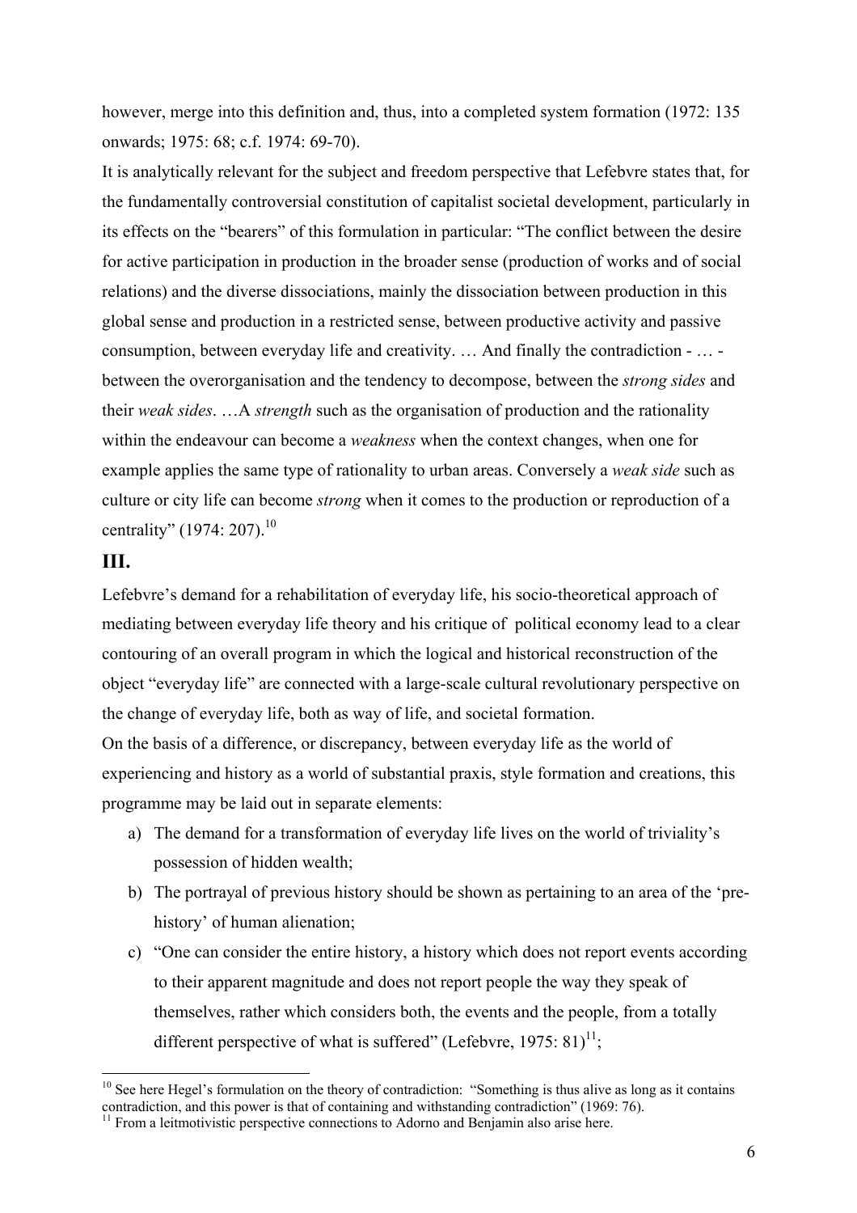however, merge into this definition and, thus, into a completed system formation (1972: 135 onwards; 1975: 68; c.f. 1974: 69-70).

It is analytically relevant for the subject and freedom perspective that Lefebvre states that, for the fundamentally controversial constitution of capitalist societal development, particularly in its effects on the "bearers" of this formulation in particular: "The conflict between the desire for active participation in production in the broader sense (production of works and of social relations) and the diverse dissociations, mainly the dissociation between production in this global sense and production in a restricted sense, between productive activity and passive consumption, between everyday life and creativity. … And finally the contradiction - … - between the overorganisation and the tendency to decompose, between the *strong sides* and their *weak sides*. …A *strength* such as the organisation of production and the rationality within the endeavour can become a *weakness* when the context changes, when one for example applies the same type of rationality to urban areas. Conversely a *weak side* such as culture or city life can become *strong* when it comes to the production or reproduction of a centrality" (1974: 207).[10]

## III.

Lefebvre's demand for a rehabilitation of everyday life, his socio-theoretical approach of mediating between everyday life theory and his critique of political economy lead to a clear contouring of an overall program in which the logical and historical reconstruction of the object "everyday life" are connected with a large-scale cultural revolutionary perspective on the change of everyday life, both as way of life, and societal formation.

On the basis of a difference, or discrepancy, between everyday life as the world of experiencing and history as a world of substantial praxis, style formation and creations, this programme may be laid out in separate elements:

a) The demand for a transformation of everyday life lives on the world of triviality's possession of hidden wealth;
b) The portrayal of previous history should be shown as pertaining to an area of the 'pre-history' of human alienation;
c) "One can consider the entire history, a history which does not report events according to their apparent magnitude and does not report people the way they speak of themselves, rather which considers both, the events and the people, from a totally different perspective of what is suffered" (Lefebvre, 1975: 81)[11];

[10] See here Hegel's formulation on the theory of contradiction: "Something is thus alive as long as it contains contradiction, and this power is that of containing and withstanding contradiction" (1969: 76).

[11] From a leitmotivistic perspective connections to Adorno and Benjamin also arise here.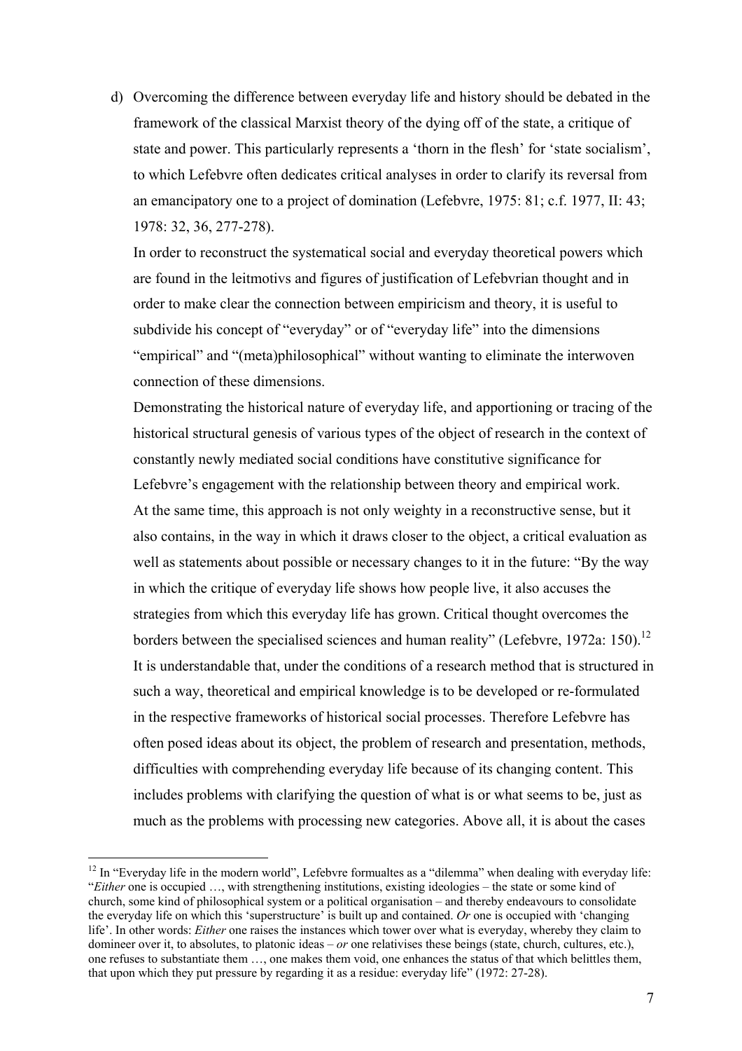d) Overcoming the difference between everyday life and history should be debated in the framework of the classical Marxist theory of the dying off of the state, a critique of state and power. This particularly represents a 'thorn in the flesh' for 'state socialism', to which Lefebvre often dedicates critical analyses in order to clarify its reversal from an emancipatory one to a project of domination (Lefebvre, 1975: 81; c.f. 1977, II: 43; 1978: 32, 36, 277-278).

   In order to reconstruct the systematical social and everyday theoretical powers which are found in the leitmotivs and figures of justification of Lefebvrian thought and in order to make clear the connection between empiricism and theory, it is useful to subdivide his concept of "everyday" or of "everyday life" into the dimensions "empirical" and "(meta)philosophical" without wanting to eliminate the interwoven connection of these dimensions.

   Demonstrating the historical nature of everyday life, and apportioning or tracing of the historical structural genesis of various types of the object of research in the context of constantly newly mediated social conditions have constitutive significance for Lefebvre's engagement with the relationship between theory and empirical work. At the same time, this approach is not only weighty in a reconstructive sense, but it also contains, in the way in which it draws closer to the object, a critical evaluation as well as statements about possible or necessary changes to it in the future: "By the way in which the critique of everyday life shows how people live, it also accuses the strategies from which this everyday life has grown. Critical thought overcomes the borders between the specialised sciences and human reality" (Lefebvre, 1972a: 150).[12] It is understandable that, under the conditions of a research method that is structured in such a way, theoretical and empirical knowledge is to be developed or re-formulated in the respective frameworks of historical social processes. Therefore Lefebvre has often posed ideas about its object, the problem of research and presentation, methods, difficulties with comprehending everyday life because of its changing content. This includes problems with clarifying the question of what is or what seems to be, just as much as the problems with processing new categories. Above all, it is about the cases

[12] In "Everyday life in the modern world", Lefebvre formualtes as a "dilemma" when dealing with everyday life: "*Either* one is occupied …, with strengthening institutions, existing ideologies – the state or some kind of church, some kind of philosophical system or a political organisation – and thereby endeavours to consolidate the everyday life on which this 'superstructure' is built up and contained. *Or* one is occupied with 'changing life'. In other words: *Either* one raises the instances which tower over what is everyday, whereby they claim to domineer over it, to absolutes, to platonic ideas – *or* one relativises these beings (state, church, cultures, etc.), one refuses to substantiate them …, one makes them void, one enhances the status of that which belittles them, that upon which they put pressure by regarding it as a residue: everyday life" (1972: 27-28).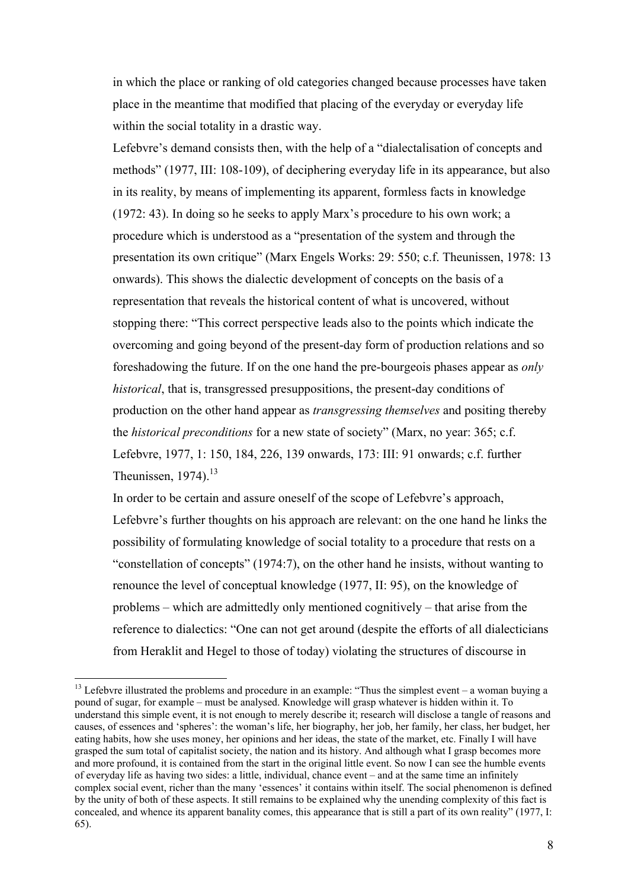in which the place or ranking of old categories changed because processes have taken place in the meantime that modified that placing of the everyday or everyday life within the social totality in a drastic way.

Lefebvre's demand consists then, with the help of a "dialectalisation of concepts and methods" (1977, III: 108-109), of deciphering everyday life in its appearance, but also in its reality, by means of implementing its apparent, formless facts in knowledge (1972: 43). In doing so he seeks to apply Marx's procedure to his own work; a procedure which is understood as a "presentation of the system and through the presentation its own critique" (Marx Engels Works: 29: 550; c.f. Theunissen, 1978: 13 onwards). This shows the dialectic development of concepts on the basis of a representation that reveals the historical content of what is uncovered, without stopping there: "This correct perspective leads also to the points which indicate the overcoming and going beyond of the present-day form of production relations and so foreshadowing the future. If on the one hand the pre-bourgeois phases appear as *only historical*, that is, transgressed presuppositions, the present-day conditions of production on the other hand appear as *transgressing themselves* and positing thereby the *historical preconditions* for a new state of society" (Marx, no year: 365; c.f. Lefebvre, 1977, 1: 150, 184, 226, 139 onwards, 173: III: 91 onwards; c.f. further Theunissen, 1974).[13]

In order to be certain and assure oneself of the scope of Lefebvre's approach, Lefebvre's further thoughts on his approach are relevant: on the one hand he links the possibility of formulating knowledge of social totality to a procedure that rests on a "constellation of concepts" (1974:7), on the other hand he insists, without wanting to renounce the level of conceptual knowledge (1977, II: 95), on the knowledge of problems – which are admittedly only mentioned cognitively – that arise from the reference to dialectics: "One can not get around (despite the efforts of all dialecticians from Heraklit and Hegel to those of today) violating the structures of discourse in

[13] Lefebvre illustrated the problems and procedure in an example: "Thus the simplest event – a woman buying a pound of sugar, for example – must be analysed. Knowledge will grasp whatever is hidden within it. To understand this simple event, it is not enough to merely describe it; research will disclose a tangle of reasons and causes, of essences and 'spheres': the woman's life, her biography, her job, her family, her class, her budget, her eating habits, how she uses money, her opinions and her ideas, the state of the market, etc. Finally I will have grasped the sum total of capitalist society, the nation and its history. And although what I grasp becomes more and more profound, it is contained from the start in the original little event. So now I can see the humble events of everyday life as having two sides: a little, individual, chance event – and at the same time an infinitely complex social event, richer than the many 'essences' it contains within itself. The social phenomenon is defined by the unity of both of these aspects. It still remains to be explained why the unending complexity of this fact is concealed, and whence its apparent banality comes, this appearance that is still a part of its own reality" (1977, I: 65).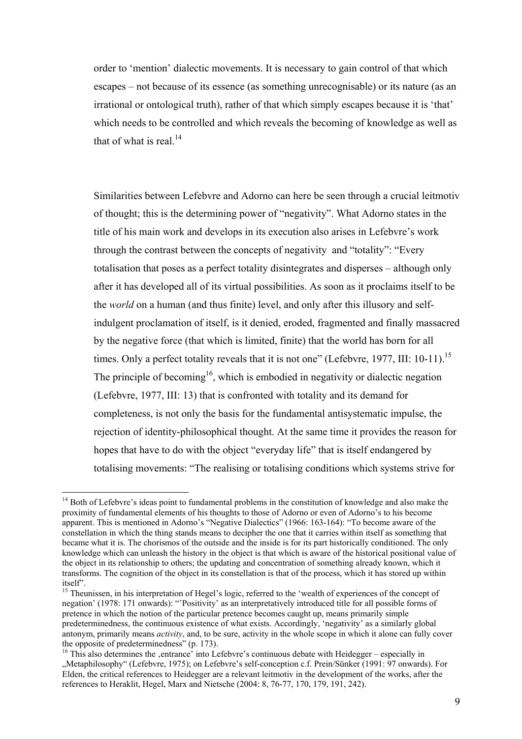order to 'mention' dialectic movements. It is necessary to gain control of that which escapes – not because of its essence (as something unrecognisable) or its nature (as an irrational or ontological truth), rather of that which simply escapes because it is 'that' which needs to be controlled and which reveals the becoming of knowledge as well as that of what is real.[14]

Similarities between Lefebvre and Adorno can here be seen through a crucial leitmotiv of thought; this is the determining power of "negativity". What Adorno states in the title of his main work and develops in its execution also arises in Lefebvre's work through the contrast between the concepts of negativity and "totality": "Every totalisation that poses as a perfect totality disintegrates and disperses – although only after it has developed all of its virtual possibilities. As soon as it proclaims itself to be the *world* on a human (and thus finite) level, and only after this illusory and self-indulgent proclamation of itself, is it denied, eroded, fragmented and finally massacred by the negative force (that which is limited, finite) that the world has born for all times. Only a perfect totality reveals that it is not one" (Lefebvre, 1977, III: 10-11).[15] The principle of becoming[16], which is embodied in negativity or dialectic negation (Lefebvre, 1977, III: 13) that is confronted with totality and its demand for completeness, is not only the basis for the fundamental antisystematic impulse, the rejection of identity-philosophical thought. At the same time it provides the reason for hopes that have to do with the object "everyday life" that is itself endangered by totalising movements: "The realising or totalising conditions which systems strive for

---

[14] Both of Lefebvre's ideas point to fundamental problems in the constitution of knowledge and also make the proximity of fundamental elements of his thoughts to those of Adorno or even of Adorno's to his become apparent. This is mentioned in Adorno's "Negative Dialectics" (1966: 163-164): "To become aware of the constellation in which the thing stands means to decipher the one that it carries within itself as something that became what it is. The chorismos of the outside and the inside is for its part historically conditioned. The only knowledge which can unleash the history in the object is that which is aware of the historical positional value of the object in its relationship to others; the updating and concentration of something already known, which it transforms. The cognition of the object in its constellation is that of the process, which it has stored up within itself".

[15] Theunissen, in his interpretation of Hegel's logic, referred to the 'wealth of experiences of the concept of negation' (1978: 171 onwards): "'Positivity' as an interpretatively introduced title for all possible forms of pretence in which the notion of the particular pretence becomes caught up, means primarily simple predeterminedness, the continuous existence of what exists. Accordingly, 'negativity' as a similarly global antonym, primarily means *activity*, and, to be sure, activity in the whole scope in which it alone can fully cover the opposite of predeterminedness" (p. 173).

[16] This also determines the ‚entrance' into Lefebvre's continuous debate with Heidegger – especially in „Metaphilosophy" (Lefebvre, 1975); on Lefebvre's self-conception c.f. Prein/Sünker (1991: 97 onwards). For Elden, the critical references to Heidegger are a relevant leitmotiv in the development of the works, after the references to Heraklit, Hegel, Marx and Nietzsche (2004: 8, 76-77, 170, 179, 191, 242).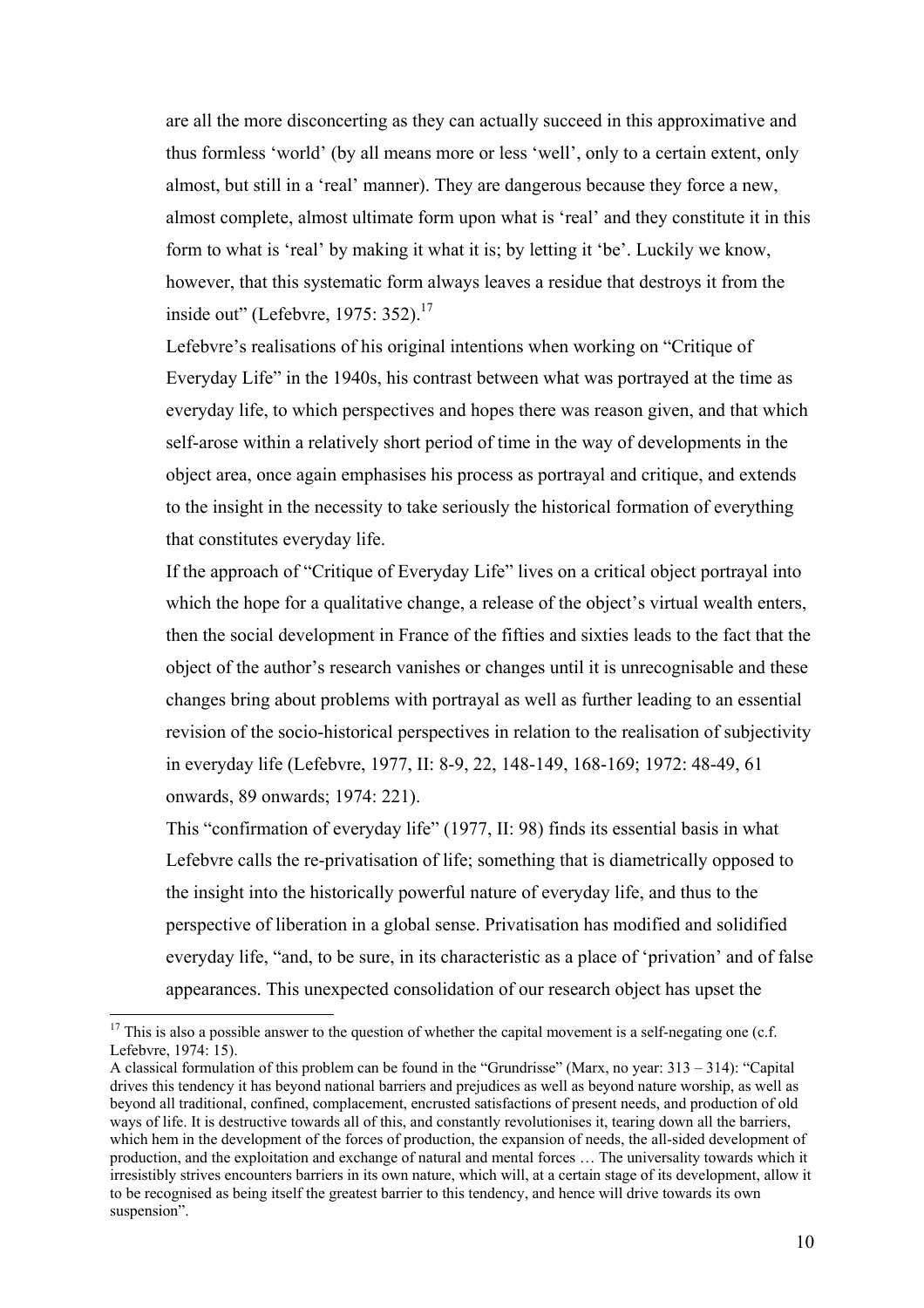are all the more disconcerting as they can actually succeed in this approximative and thus formless 'world' (by all means more or less 'well', only to a certain extent, only almost, but still in a 'real' manner). They are dangerous because they force a new, almost complete, almost ultimate form upon what is 'real' and they constitute it in this form to what is 'real' by making it what it is; by letting it 'be'. Luckily we know, however, that this systematic form always leaves a residue that destroys it from the inside out" (Lefebvre, 1975: 352).[17]

Lefebvre's realisations of his original intentions when working on "Critique of Everyday Life" in the 1940s, his contrast between what was portrayed at the time as everyday life, to which perspectives and hopes there was reason given, and that which self-arose within a relatively short period of time in the way of developments in the object area, once again emphasises his process as portrayal and critique, and extends to the insight in the necessity to take seriously the historical formation of everything that constitutes everyday life.

If the approach of "Critique of Everyday Life" lives on a critical object portrayal into which the hope for a qualitative change, a release of the object's virtual wealth enters, then the social development in France of the fifties and sixties leads to the fact that the object of the author's research vanishes or changes until it is unrecognisable and these changes bring about problems with portrayal as well as further leading to an essential revision of the socio-historical perspectives in relation to the realisation of subjectivity in everyday life (Lefebvre, 1977, II: 8-9, 22, 148-149, 168-169; 1972: 48-49, 61 onwards, 89 onwards; 1974: 221).

This "confirmation of everyday life" (1977, II: 98) finds its essential basis in what Lefebvre calls the re-privatisation of life; something that is diametrically opposed to the insight into the historically powerful nature of everyday life, and thus to the perspective of liberation in a global sense. Privatisation has modified and solidified everyday life, "and, to be sure, in its characteristic as a place of 'privation' and of false appearances. This unexpected consolidation of our research object has upset the

---

[17] This is also a possible answer to the question of whether the capital movement is a self-negating one (c.f. Lefebvre, 1974: 15).
A classical formulation of this problem can be found in the "Grundrisse" (Marx, no year: 313 – 314): "Capital drives this tendency it has beyond national barriers and prejudices as well as beyond nature worship, as well as beyond all traditional, confined, complacement, encrusted satisfactions of present needs, and production of old ways of life. It is destructive towards all of this, and constantly revolutionises it, tearing down all the barriers, which hem in the development of the forces of production, the expansion of needs, the all-sided development of production, and the exploitation and exchange of natural and mental forces … The universality towards which it irresistibly strives encounters barriers in its own nature, which will, at a certain stage of its development, allow it to be recognised as being itself the greatest barrier to this tendency, and hence will drive towards its own suspension".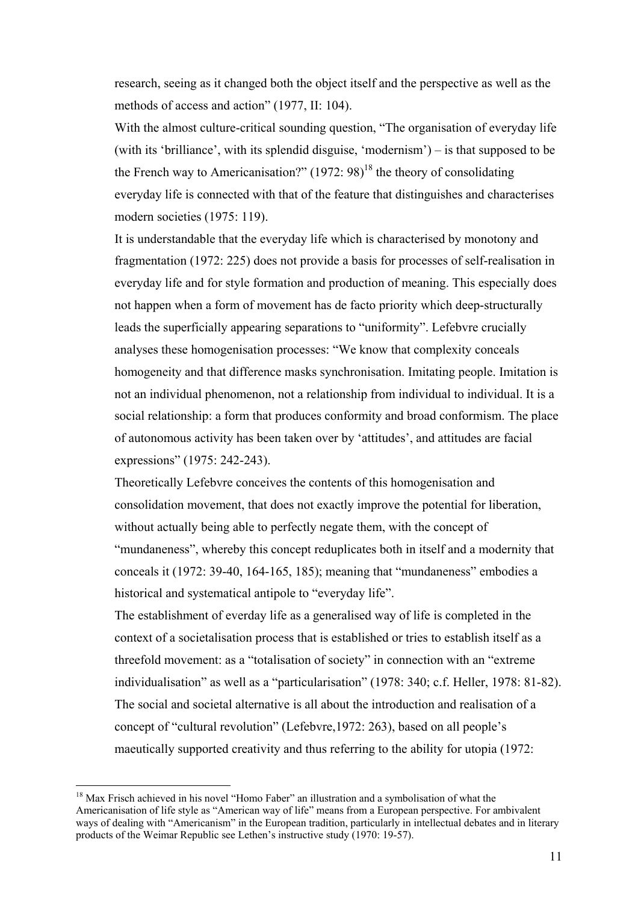research, seeing as it changed both the object itself and the perspective as well as the methods of access and action" (1977, II: 104).

With the almost culture-critical sounding question, "The organisation of everyday life (with its 'brilliance', with its splendid disguise, 'modernism') – is that supposed to be the French way to Americanisation?" (1972: 98)[18] the theory of consolidating everyday life is connected with that of the feature that distinguishes and characterises modern societies (1975: 119).

It is understandable that the everyday life which is characterised by monotony and fragmentation (1972: 225) does not provide a basis for processes of self-realisation in everyday life and for style formation and production of meaning. This especially does not happen when a form of movement has de facto priority which deep-structurally leads the superficially appearing separations to "uniformity". Lefebvre crucially analyses these homogenisation processes: "We know that complexity conceals homogeneity and that difference masks synchronisation. Imitating people. Imitation is not an individual phenomenon, not a relationship from individual to individual. It is a social relationship: a form that produces conformity and broad conformism. The place of autonomous activity has been taken over by 'attitudes', and attitudes are facial expressions" (1975: 242-243).

Theoretically Lefebvre conceives the contents of this homogenisation and consolidation movement, that does not exactly improve the potential for liberation, without actually being able to perfectly negate them, with the concept of "mundaneness", whereby this concept reduplicates both in itself and a modernity that conceals it (1972: 39-40, 164-165, 185); meaning that "mundaneness" embodies a historical and systematical antipole to "everyday life".

The establishment of everday life as a generalised way of life is completed in the context of a societalisation process that is established or tries to establish itself as a threefold movement: as a "totalisation of society" in connection with an "extreme individualisation" as well as a "particularisation" (1978: 340; c.f. Heller, 1978: 81-82). The social and societal alternative is all about the introduction and realisation of a concept of "cultural revolution" (Lefebvre,1972: 263), based on all people's maeutically supported creativity and thus referring to the ability for utopia (1972:

---

[18] Max Frisch achieved in his novel "Homo Faber" an illustration and a symbolisation of what the Americanisation of life style as "American way of life" means from a European perspective. For ambivalent ways of dealing with "Americanism" in the European tradition, particularly in intellectual debates and in literary products of the Weimar Republic see Lethen's instructive study (1970: 19-57).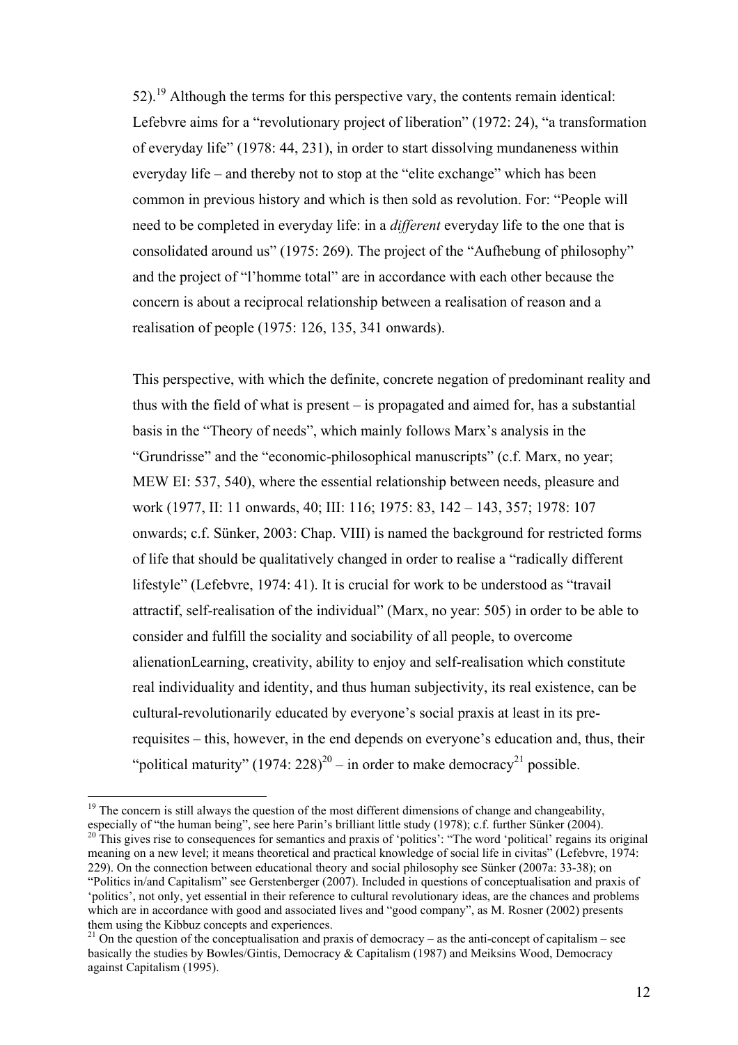52).[19] Although the terms for this perspective vary, the contents remain identical: Lefebvre aims for a "revolutionary project of liberation" (1972: 24), "a transformation of everyday life" (1978: 44, 231), in order to start dissolving mundaneness within everyday life – and thereby not to stop at the "elite exchange" which has been common in previous history and which is then sold as revolution. For: "People will need to be completed in everyday life: in a *different* everyday life to the one that is consolidated around us" (1975: 269). The project of the "Aufhebung of philosophy" and the project of "l'homme total" are in accordance with each other because the concern is about a reciprocal relationship between a realisation of reason and a realisation of people (1975: 126, 135, 341 onwards).

This perspective, with which the definite, concrete negation of predominant reality and thus with the field of what is present – is propagated and aimed for, has a substantial basis in the "Theory of needs", which mainly follows Marx's analysis in the "Grundrisse" and the "economic-philosophical manuscripts" (c.f. Marx, no year; MEW EI: 537, 540), where the essential relationship between needs, pleasure and work (1977, II: 11 onwards, 40; III: 116; 1975: 83, 142 – 143, 357; 1978: 107 onwards; c.f. Sünker, 2003: Chap. VIII) is named the background for restricted forms of life that should be qualitatively changed in order to realise a "radically different lifestyle" (Lefebvre, 1974: 41). It is crucial for work to be understood as "travail attractif, self-realisation of the individual" (Marx, no year: 505) in order to be able to consider and fulfill the sociality and sociability of all people, to overcome alienationLearning, creativity, ability to enjoy and self-realisation which constitute real individuality and identity, and thus human subjectivity, its real existence, can be cultural-revolutionarily educated by everyone's social praxis at least in its pre-requisites – this, however, in the end depends on everyone's education and, thus, their "political maturity" (1974: 228)[20] – in order to make democracy[21] possible.

[19] The concern is still always the question of the most different dimensions of change and changeability, especially of "the human being", see here Parin's brilliant little study (1978); c.f. further Sünker (2004).

[20] This gives rise to consequences for semantics and praxis of 'politics': "The word 'political' regains its original meaning on a new level; it means theoretical and practical knowledge of social life in civitas" (Lefebvre, 1974: 229). On the connection between educational theory and social philosophy see Sünker (2007a: 33-38); on "Politics in/and Capitalism" see Gerstenberger (2007). Included in questions of conceptualisation and praxis of 'politics', not only, yet essential in their reference to cultural revolutionary ideas, are the chances and problems which are in accordance with good and associated lives and "good company", as M. Rosner (2002) presents them using the Kibbuz concepts and experiences.

[21] On the question of the conceptualisation and praxis of democracy – as the anti-concept of capitalism – see basically the studies by Bowles/Gintis, Democracy & Capitalism (1987) and Meiksins Wood, Democracy against Capitalism (1995).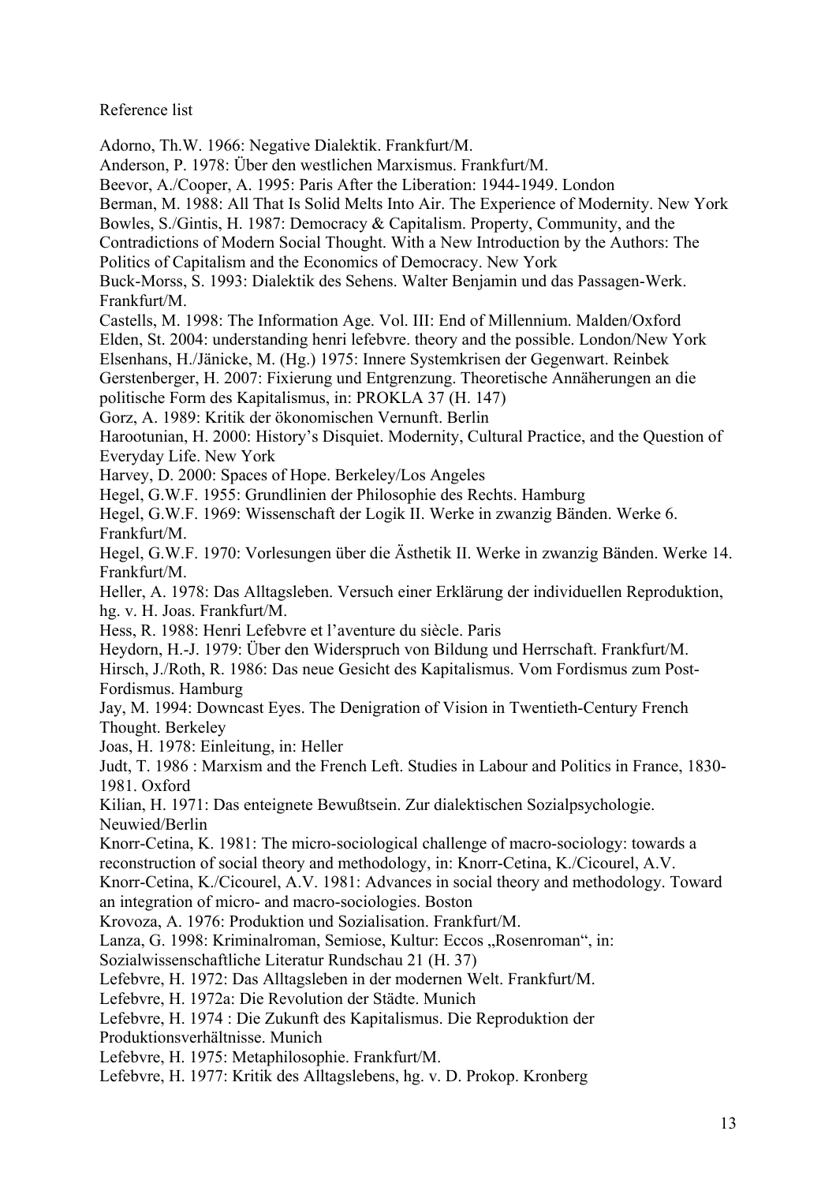Reference list

Adorno, Th.W. 1966: Negative Dialektik. Frankfurt/M.

Anderson, P. 1978: Über den westlichen Marxismus. Frankfurt/M.

Beevor, A./Cooper, A. 1995: Paris After the Liberation: 1944-1949. London

Berman, M. 1988: All That Is Solid Melts Into Air. The Experience of Modernity. New York

Bowles, S./Gintis, H. 1987: Democracy & Capitalism. Property, Community, and the Contradictions of Modern Social Thought. With a New Introduction by the Authors: The Politics of Capitalism and the Economics of Democracy. New York

Buck-Morss, S. 1993: Dialektik des Sehens. Walter Benjamin und das Passagen-Werk. Frankfurt/M.

Castells, M. 1998: The Information Age. Vol. III: End of Millennium. Malden/Oxford

Elden, St. 2004: understanding henri lefebvre. theory and the possible. London/New York

Elsenhans, H./Jänicke, M. (Hg.) 1975: Innere Systemkrisen der Gegenwart. Reinbek

Gerstenberger, H. 2007: Fixierung und Entgrenzung. Theoretische Annäherungen an die politische Form des Kapitalismus, in: PROKLA 37 (H. 147)

Gorz, A. 1989: Kritik der ökonomischen Vernunft. Berlin

Harootunian, H. 2000: History's Disquiet. Modernity, Cultural Practice, and the Question of Everyday Life. New York

Harvey, D. 2000: Spaces of Hope. Berkeley/Los Angeles

Hegel, G.W.F. 1955: Grundlinien der Philosophie des Rechts. Hamburg

Hegel, G.W.F. 1969: Wissenschaft der Logik II. Werke in zwanzig Bänden. Werke 6. Frankfurt/M.

Hegel, G.W.F. 1970: Vorlesungen über die Ästhetik II. Werke in zwanzig Bänden. Werke 14. Frankfurt/M.

Heller, A. 1978: Das Alltagsleben. Versuch einer Erklärung der individuellen Reproduktion, hg. v. H. Joas. Frankfurt/M.

Hess, R. 1988: Henri Lefebvre et l'aventure du siècle. Paris

Heydorn, H.-J. 1979: Über den Widerspruch von Bildung und Herrschaft. Frankfurt/M.

Hirsch, J./Roth, R. 1986: Das neue Gesicht des Kapitalismus. Vom Fordismus zum Post-Fordismus. Hamburg

Jay, M. 1994: Downcast Eyes. The Denigration of Vision in Twentieth-Century French Thought. Berkeley

Joas, H. 1978: Einleitung, in: Heller

Judt, T. 1986 : Marxism and the French Left. Studies in Labour and Politics in France, 1830-1981. Oxford

Kilian, H. 1971: Das enteignete Bewußtsein. Zur dialektischen Sozialpsychologie. Neuwied/Berlin

Knorr-Cetina, K. 1981: The micro-sociological challenge of macro-sociology: towards a reconstruction of social theory and methodology, in: Knorr-Cetina, K./Cicourel, A.V.

Knorr-Cetina, K./Cicourel, A.V. 1981: Advances in social theory and methodology. Toward an integration of micro- and macro-sociologies. Boston

Krovoza, A. 1976: Produktion und Sozialisation. Frankfurt/M.

Lanza, G. 1998: Kriminalroman, Semiose, Kultur: Eccos „Rosenroman", in: Sozialwissenschaftliche Literatur Rundschau 21 (H. 37)

Lefebvre, H. 1972: Das Alltagsleben in der modernen Welt. Frankfurt/M.

Lefebvre, H. 1972a: Die Revolution der Städte. Munich

Lefebvre, H. 1974 : Die Zukunft des Kapitalismus. Die Reproduktion der Produktionsverhältnisse. Munich

Lefebvre, H. 1975: Metaphilosophie. Frankfurt/M.

Lefebvre, H. 1977: Kritik des Alltagslebens, hg. v. D. Prokop. Kronberg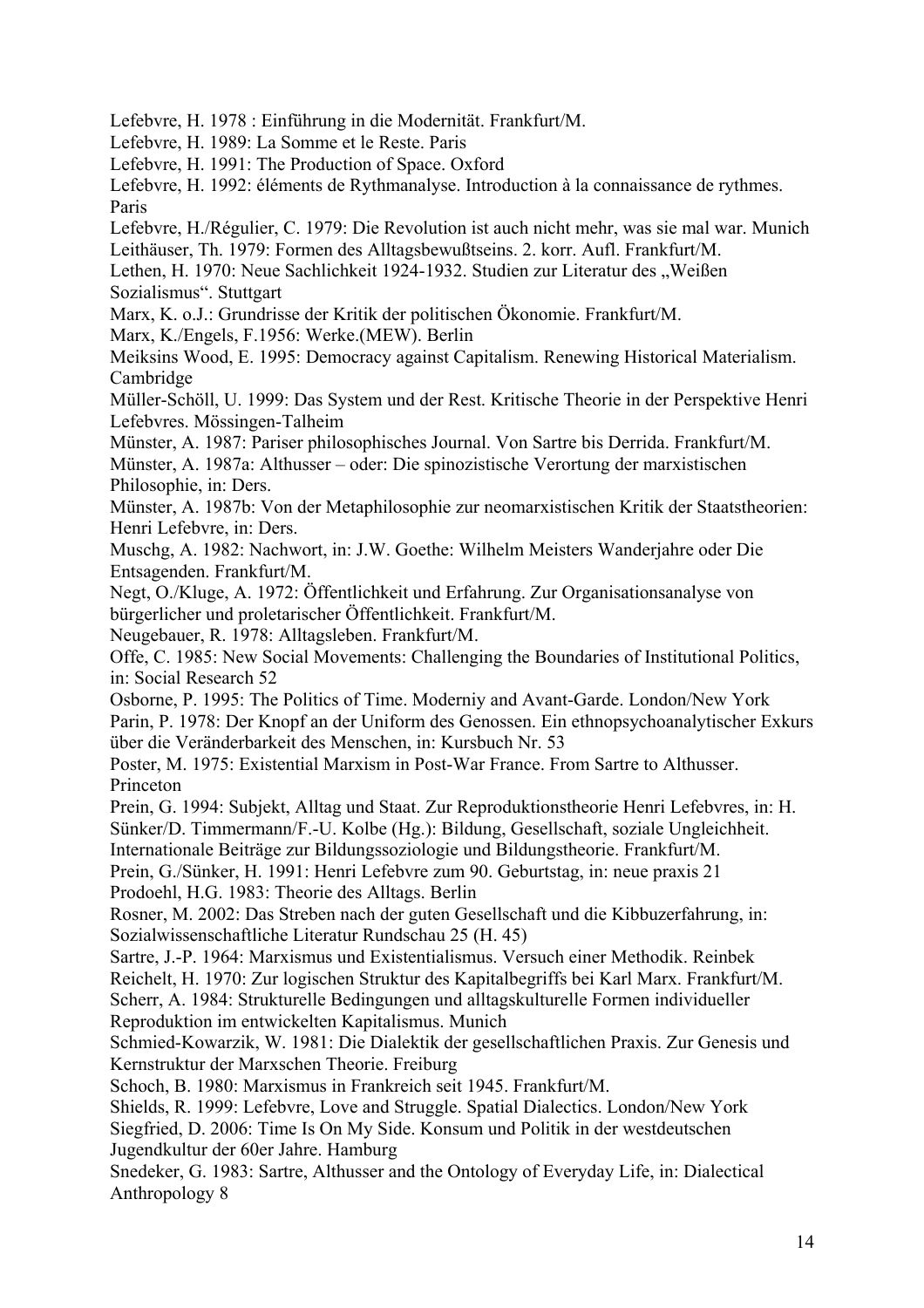Lefebvre, H. 1978 : Einführung in die Modernität. Frankfurt/M.

Lefebvre, H. 1989: La Somme et le Reste. Paris

Lefebvre, H. 1991: The Production of Space. Oxford

Lefebvre, H. 1992: éléments de Rythmanalyse. Introduction à la connaissance de rythmes. Paris

Lefebvre, H./Régulier, C. 1979: Die Revolution ist auch nicht mehr, was sie mal war. Munich

Leithäuser, Th. 1979: Formen des Alltagsbewußtseins. 2. korr. Aufl. Frankfurt/M.

Lethen, H. 1970: Neue Sachlichkeit 1924-1932. Studien zur Literatur des „Weißen Sozialismus". Stuttgart

Marx, K. o.J.: Grundrisse der Kritik der politischen Ökonomie. Frankfurt/M.

Marx, K./Engels, F.1956: Werke.(MEW). Berlin

Meiksins Wood, E. 1995: Democracy against Capitalism. Renewing Historical Materialism. Cambridge

Müller-Schöll, U. 1999: Das System und der Rest. Kritische Theorie in der Perspektive Henri Lefebvres. Mössingen-Talheim

Münster, A. 1987: Pariser philosophisches Journal. Von Sartre bis Derrida. Frankfurt/M.

Münster, A. 1987a: Althusser – oder: Die spinozistische Verortung der marxistischen Philosophie, in: Ders.

Münster, A. 1987b: Von der Metaphilosophie zur neomarxistischen Kritik der Staatstheorien: Henri Lefebvre, in: Ders.

Muschg, A. 1982: Nachwort, in: J.W. Goethe: Wilhelm Meisters Wanderjahre oder Die Entsagenden. Frankfurt/M.

Negt, O./Kluge, A. 1972: Öffentlichkeit und Erfahrung. Zur Organisationsanalyse von bürgerlicher und proletarischer Öffentlichkeit. Frankfurt/M.

Neugebauer, R. 1978: Alltagsleben. Frankfurt/M.

Offe, C. 1985: New Social Movements: Challenging the Boundaries of Institutional Politics, in: Social Research 52

Osborne, P. 1995: The Politics of Time. Moderniy and Avant-Garde. London/New York

Parin, P. 1978: Der Knopf an der Uniform des Genossen. Ein ethnopsychoanalytischer Exkurs über die Veränderbarkeit des Menschen, in: Kursbuch Nr. 53

Poster, M. 1975: Existential Marxism in Post-War France. From Sartre to Althusser. Princeton

Prein, G. 1994: Subjekt, Alltag und Staat. Zur Reproduktionstheorie Henri Lefebvres, in: H. Sünker/D. Timmermann/F.-U. Kolbe (Hg.): Bildung, Gesellschaft, soziale Ungleichheit. Internationale Beiträge zur Bildungssoziologie und Bildungstheorie. Frankfurt/M.

Prein, G./Sünker, H. 1991: Henri Lefebvre zum 90. Geburtstag, in: neue praxis 21

Prodoehl, H.G. 1983: Theorie des Alltags. Berlin

Rosner, M. 2002: Das Streben nach der guten Gesellschaft und die Kibbuzerfahrung, in: Sozialwissenschaftliche Literatur Rundschau 25 (H. 45)

Sartre, J.-P. 1964: Marxismus und Existentialismus. Versuch einer Methodik. Reinbek

Reichelt, H. 1970: Zur logischen Struktur des Kapitalbegriffs bei Karl Marx. Frankfurt/M.

Scherr, A. 1984: Strukturelle Bedingungen und alltagskulturelle Formen individueller Reproduktion im entwickelten Kapitalismus. Munich

Schmied-Kowarzik, W. 1981: Die Dialektik der gesellschaftlichen Praxis. Zur Genesis und Kernstruktur der Marxschen Theorie. Freiburg

Schoch, B. 1980: Marxismus in Frankreich seit 1945. Frankfurt/M.

Shields, R. 1999: Lefebvre, Love and Struggle. Spatial Dialectics. London/New York

Siegfried, D. 2006: Time Is On My Side. Konsum und Politik in der westdeutschen Jugendkultur der 60er Jahre. Hamburg

Snedeker, G. 1983: Sartre, Althusser and the Ontology of Everyday Life, in: Dialectical Anthropology 8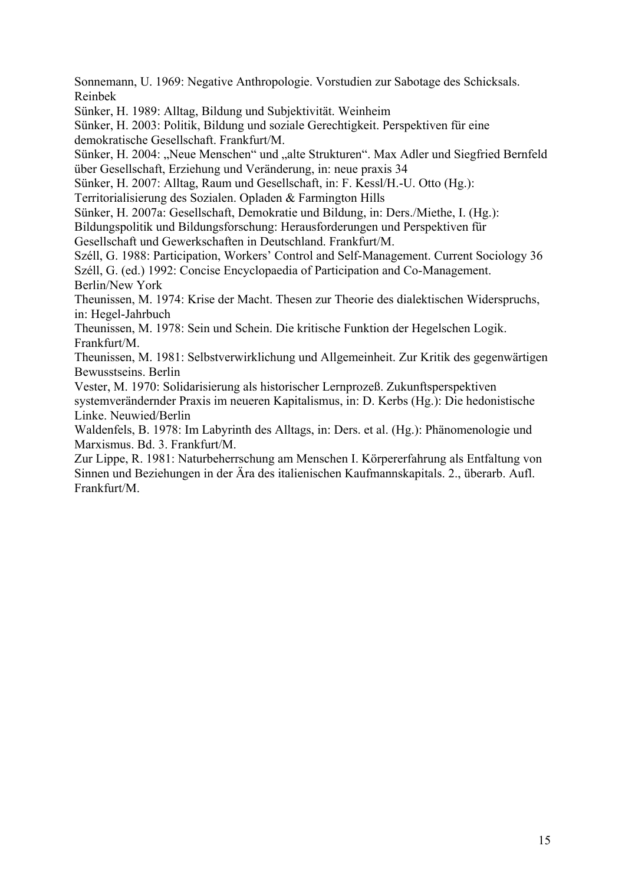Sonnemann, U. 1969: Negative Anthropologie. Vorstudien zur Sabotage des Schicksals. Reinbek

Sünker, H. 1989: Alltag, Bildung und Subjektivität. Weinheim

Sünker, H. 2003: Politik, Bildung und soziale Gerechtigkeit. Perspektiven für eine demokratische Gesellschaft. Frankfurt/M.

Sünker, H. 2004: „Neue Menschen" und „alte Strukturen". Max Adler und Siegfried Bernfeld über Gesellschaft, Erziehung und Veränderung, in: neue praxis 34

Sünker, H. 2007: Alltag, Raum und Gesellschaft, in: F. Kessl/H.-U. Otto (Hg.): Territorialisierung des Sozialen. Opladen & Farmington Hills

Sünker, H. 2007a: Gesellschaft, Demokratie und Bildung, in: Ders./Miethe, I. (Hg.): Bildungspolitik und Bildungsforschung: Herausforderungen und Perspektiven für Gesellschaft und Gewerkschaften in Deutschland. Frankfurt/M.

Széll, G. 1988: Participation, Workers' Control and Self-Management. Current Sociology 36

Széll, G. (ed.) 1992: Concise Encyclopaedia of Participation and Co-Management. Berlin/New York

Theunissen, M. 1974: Krise der Macht. Thesen zur Theorie des dialektischen Widerspruchs, in: Hegel-Jahrbuch

Theunissen, M. 1978: Sein und Schein. Die kritische Funktion der Hegelschen Logik. Frankfurt/M.

Theunissen, M. 1981: Selbstverwirklichung und Allgemeinheit. Zur Kritik des gegenwärtigen Bewusstseins. Berlin

Vester, M. 1970: Solidarisierung als historischer Lernprozeß. Zukunftsperspektiven systemverändernder Praxis im neueren Kapitalismus, in: D. Kerbs (Hg.): Die hedonistische Linke. Neuwied/Berlin

Waldenfels, B. 1978: Im Labyrinth des Alltags, in: Ders. et al. (Hg.): Phänomenologie und Marxismus. Bd. 3. Frankfurt/M.

Zur Lippe, R. 1981: Naturbeherrschung am Menschen I. Körpererfahrung als Entfaltung von Sinnen und Beziehungen in der Ära des italienischen Kaufmannskapitals. 2., überarb. Aufl. Frankfurt/M.